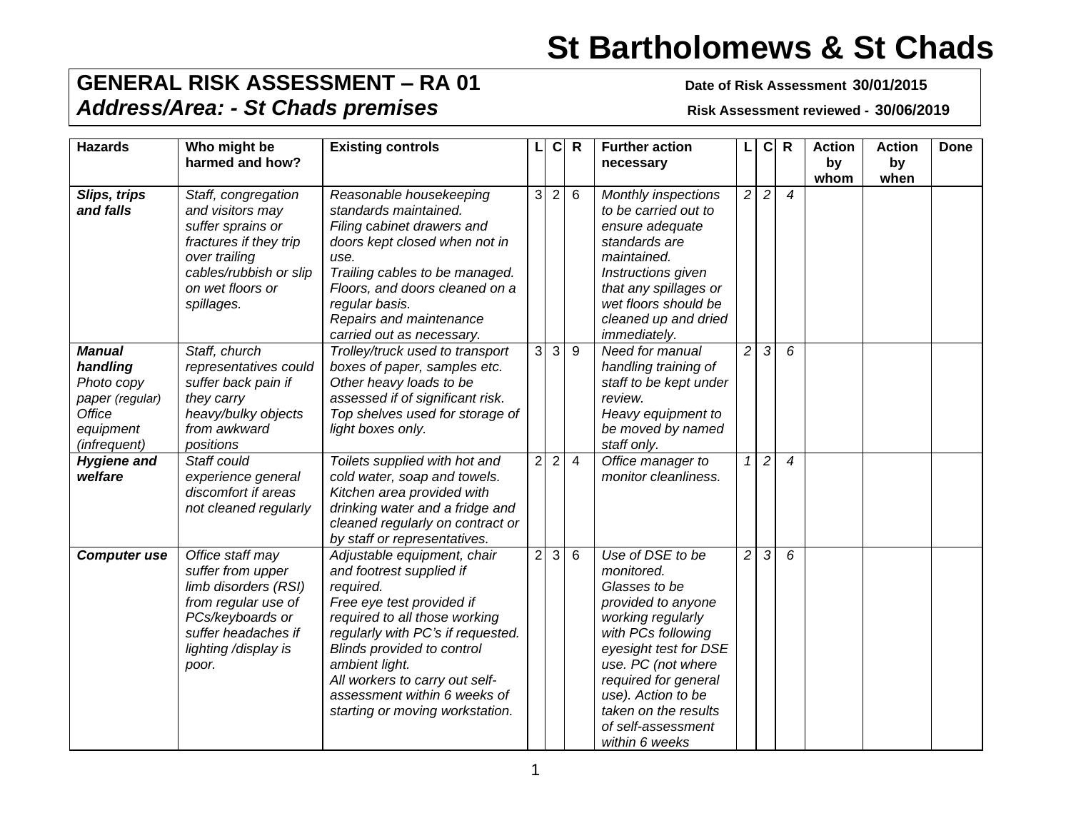# St Bartholomews & St Chads

## GENERAL RISK ASSESSMENT – RA 01

**Date of Risk Assessment 30/01/2015**

### *Address/Area: - St Chads premises*

**Risk Assessment reviewed - 30/06/2019**

| Hazards | Who might be harmed and how? | Existing controls | L | C | R | Further action necessary | L | C | R | Action by whom | Action by when | Done |
|---|---|---|---|---|---|---|---|---|---|---|---|---|
| ***Slips, trips and falls*** | *Staff, congregation and visitors may suffer sprains or fractures if they trip over trailing cables/rubbish or slip on wet floors or spillages.* | *Reasonable housekeeping standards maintained. Filing cabinet drawers and doors kept closed when not in use. Trailing cables to be managed. Floors, and doors cleaned on a regular basis. Repairs and maintenance carried out as necessary.* | 3 | 2 | 6 | *Monthly inspections to be carried out to ensure adequate standards are maintained. Instructions given that any spillages or wet floors should be cleaned up and dried immediately.* | *2* | *2* | *4* | | | |
| ***Manual handling*** *Photo copy paper (regular) Office equipment (infrequent)* | *Staff, church representatives could suffer back pain if they carry heavy/bulky objects from awkward positions* | *Trolley/truck used to transport boxes of paper, samples etc. Other heavy loads to be assessed if of significant risk. Top shelves used for storage of light boxes only.* | 3 | 3 | 9 | *Need for manual handling training of staff to be kept under review. Heavy equipment to be moved by named staff only.* | *2* | *3* | *6* | | | |
| ***Hygiene and welfare*** | *Staff could experience general discomfort if areas not cleaned regularly* | *Toilets supplied with hot and cold water, soap and towels. Kitchen area provided with drinking water and a fridge and cleaned regularly on contract or by staff or representatives.* | 2 | 2 | 4 | *Office manager to monitor cleanliness.* | *1* | *2* | *4* | | | |
| ***Computer use*** | *Office staff may suffer from upper limb disorders (RSI) from regular use of PCs/keyboards or suffer headaches if lighting /display is poor.* | *Adjustable equipment, chair and footrest supplied if required. Free eye test provided if required to all those working regularly with PC's if requested. Blinds provided to control ambient light. All workers to carry out self-assessment within 6 weeks of starting or moving workstation.* | 2 | 3 | 6 | *Use of DSE to be monitored. Glasses to be provided to anyone working regularly with PCs following eyesight test for DSE use. PC (not where required for general use). Action to be taken on the results of self-assessment within 6 weeks* | *2* | *3* | *6* | | | |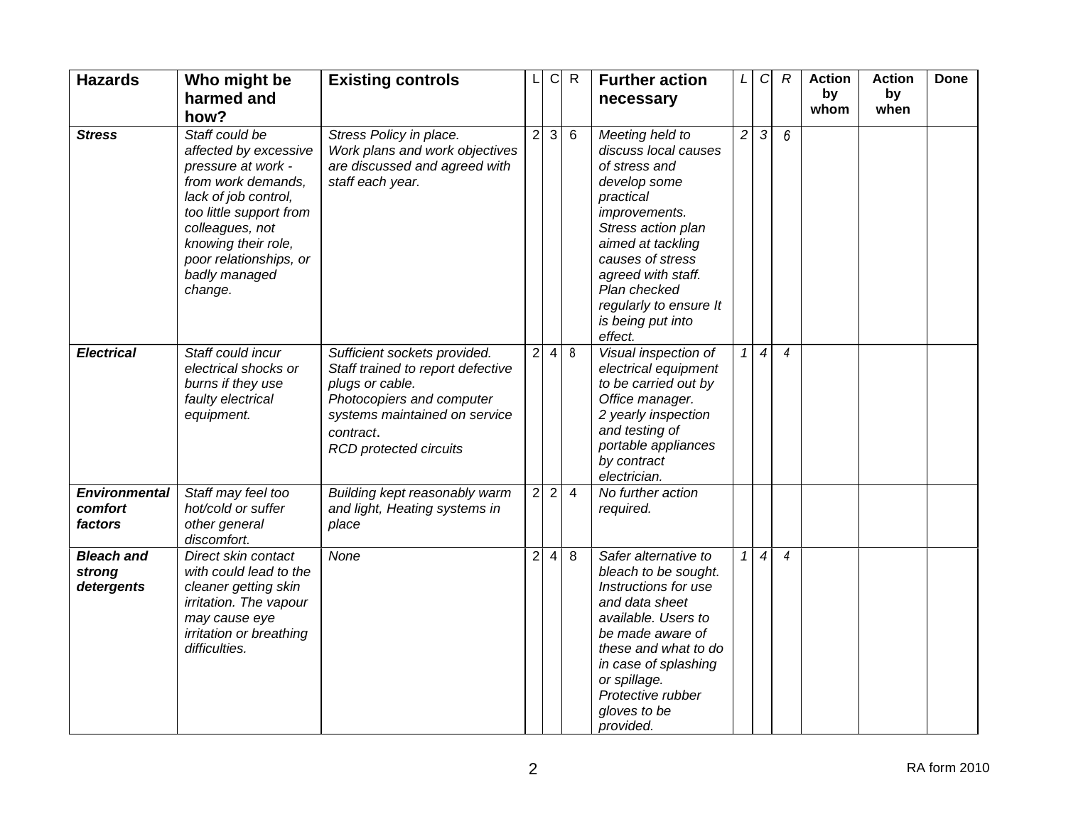| Hazards | Who might be harmed and how? | Existing controls | L | C | R | Further action necessary | *L* | *C* | *R* | Action by whom | Action by when | Done |
|---|---|---|---|---|---|---|---|---|---|---|---|---|
| ***Stress*** | *Staff could be affected by excessive pressure at work - from work demands, lack of job control, too little support from colleagues, not knowing their role, poor relationships, or badly managed change.* | *Stress Policy in place. Work plans and work objectives are discussed and agreed with staff each year.* | 2 | 3 | 6 | *Meeting held to discuss local causes of stress and develop some practical improvements. Stress action plan aimed at tackling causes of stress agreed with staff. Plan checked regularly to ensure It is being put into effect.* | *2* | *3* | *6* | | | |
| ***Electrical*** | *Staff could incur electrical shocks or burns if they use faulty electrical equipment.* | *Sufficient sockets provided. Staff trained to report defective plugs or cable. Photocopiers and computer systems maintained on service contract. RCD protected circuits* | 2 | 4 | 8 | *Visual inspection of electrical equipment to be carried out by Office manager. 2 yearly inspection and testing of portable appliances by contract electrician.* | *1* | *4* | *4* | | | |
| ***Environmental comfort factors*** | *Staff may feel too hot/cold or suffer other general discomfort.* | *Building kept reasonably warm and light, Heating systems in place* | 2 | 2 | 4 | *No further action required.* | | | | | | |
| ***Bleach and strong detergents*** | *Direct skin contact with could lead to the cleaner getting skin irritation. The vapour may cause eye irritation or breathing difficulties.* | *None* | 2 | 4 | 8 | *Safer alternative to bleach to be sought. Instructions for use and data sheet available. Users to be made aware of these and what to do in case of splashing or spillage. Protective rubber gloves to be provided.* | *1* | *4* | *4* | | | |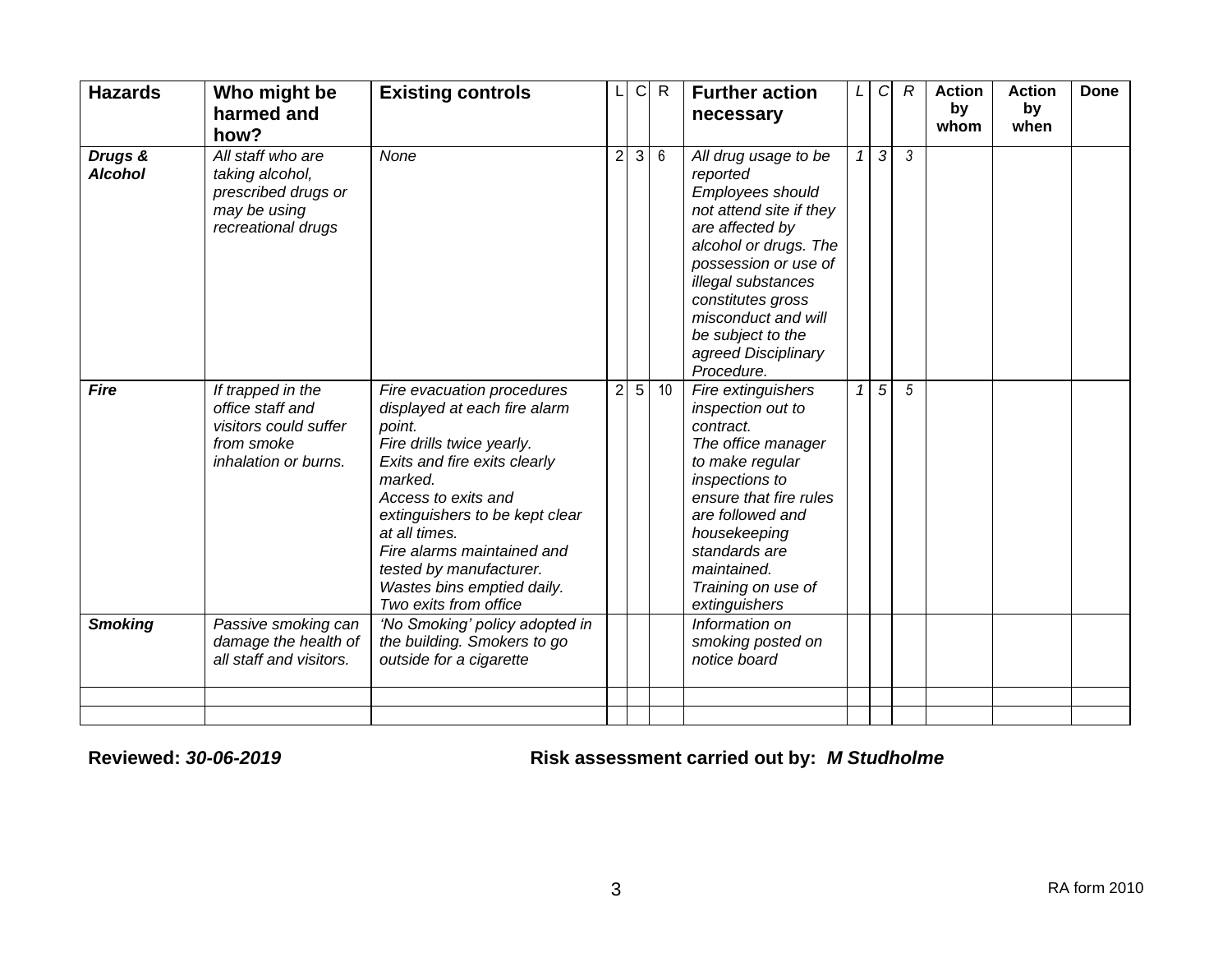| Hazards | Who might be harmed and how? | Existing controls | L | C | R | Further action necessary | *L* | *C* | *R* | Action by whom | Action by when | Done |
|---|---|---|---|---|---|---|---|---|---|---|---|---|
| ***Drugs & Alcohol*** | *All staff who are taking alcohol, prescribed drugs or may be using recreational drugs* | *None* | 2 | 3 | 6 | *All drug usage to be reported Employees should not attend site if they are affected by alcohol or drugs. The possession or use of illegal substances constitutes gross misconduct and will be subject to the agreed Disciplinary Procedure.* | *1* | *3* | *3* | | | |
| ***Fire*** | *If trapped in the office staff and visitors could suffer from smoke inhalation or burns.* | *Fire evacuation procedures displayed at each fire alarm point. Fire drills twice yearly. Exits and fire exits clearly marked. Access to exits and extinguishers to be kept clear at all times. Fire alarms maintained and tested by manufacturer. Wastes bins emptied daily. Two exits from office* | 2 | 5 | 10 | *Fire extinguishers inspection out to contract. The office manager to make regular inspections to ensure that fire rules are followed and housekeeping standards are maintained. Training on use of extinguishers* | *1* | *5* | *5* | | | |
| ***Smoking*** | *Passive smoking can damage the health of all staff and visitors.* | *'No Smoking' policy adopted in the building. Smokers to go outside for a cigarette* | | | | *Information on smoking posted on notice board* | | | | | | |
| | | | | | | | | | | | | |
| | | | | | | | | | | | | |

**Reviewed:** ***30-06-2019*** **Risk assessment carried out by:** ***M Studholme***

RA form 2010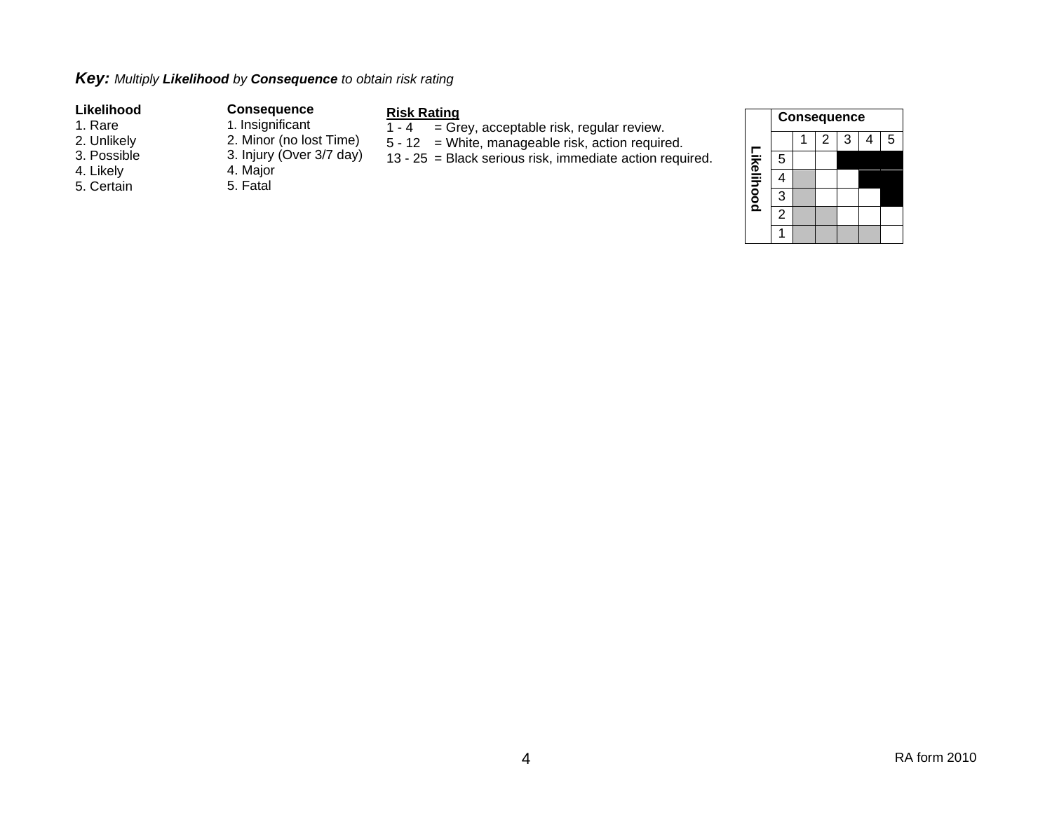***Key:*** *Multiply* ***Likelihood*** *by* ***Consequence*** *to obtain risk rating*

**Likelihood**
1. Rare
2. Unlikely
3. Possible
4. Likely
5. Certain

**Consequence**
1. Insignificant
2. Minor (no lost Time)
3. Injury (Over 3/7 day)
4. Major
5. Fatal

**Risk Rating**

1 - 4 = Grey, acceptable risk, regular review.
5 - 12 = White, manageable risk, action required.
13 - 25 = Black serious risk, immediate action required.

| | | Consequence | | | | |
|---|---|---|---|---|---|---|
| | | 1 | 2 | 3 | 4 | 5 |
| **Likelihood** | 5 | White | White | Black | Black | Black |
| | 4 | Grey | White | White | Black | Black |
| | 3 | Grey | White | White | White | Black |
| | 2 | Grey | Grey | White | White | White |
| | 1 | Grey | Grey | Grey | Grey | White |

RA form 2010